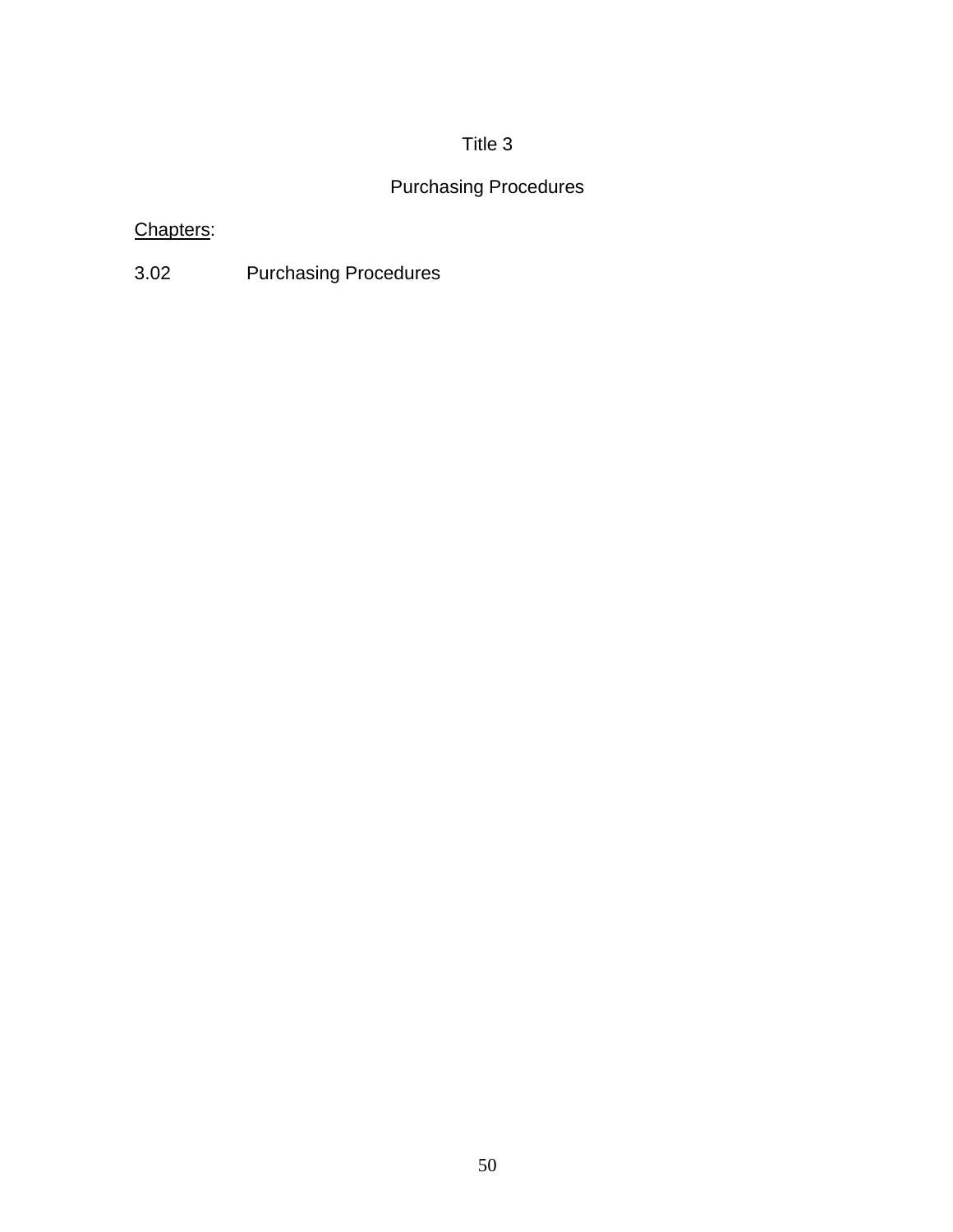# Title 3

## Purchasing Procedures

Chapters:

3.02 Purchasing Procedures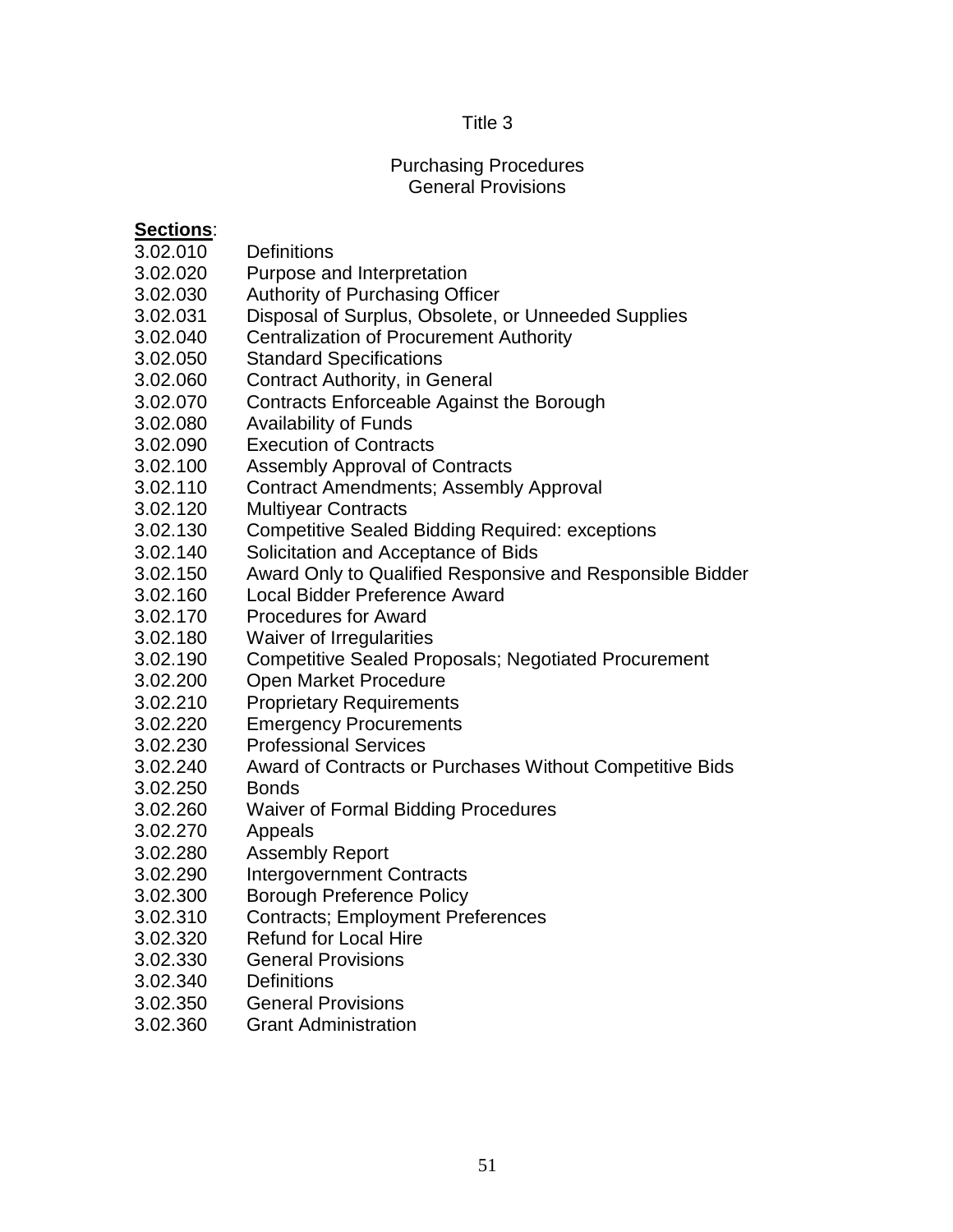# Title 3

## Purchasing Procedures
## General Provisions

**Sections**:

3.02.010 Definitions
3.02.020 Purpose and Interpretation
3.02.030 Authority of Purchasing Officer
3.02.031 Disposal of Surplus, Obsolete, or Unneeded Supplies
3.02.040 Centralization of Procurement Authority
3.02.050 Standard Specifications
3.02.060 Contract Authority, in General
3.02.070 Contracts Enforceable Against the Borough
3.02.080 Availability of Funds
3.02.090 Execution of Contracts
3.02.100 Assembly Approval of Contracts
3.02.110 Contract Amendments; Assembly Approval
3.02.120 Multiyear Contracts
3.02.130 Competitive Sealed Bidding Required: exceptions
3.02.140 Solicitation and Acceptance of Bids
3.02.150 Award Only to Qualified Responsive and Responsible Bidder
3.02.160 Local Bidder Preference Award
3.02.170 Procedures for Award
3.02.180 Waiver of Irregularities
3.02.190 Competitive Sealed Proposals; Negotiated Procurement
3.02.200 Open Market Procedure
3.02.210 Proprietary Requirements
3.02.220 Emergency Procurements
3.02.230 Professional Services
3.02.240 Award of Contracts or Purchases Without Competitive Bids
3.02.250 Bonds
3.02.260 Waiver of Formal Bidding Procedures
3.02.270 Appeals
3.02.280 Assembly Report
3.02.290 Intergovernment Contracts
3.02.300 Borough Preference Policy
3.02.310 Contracts; Employment Preferences
3.02.320 Refund for Local Hire
3.02.330 General Provisions
3.02.340 Definitions
3.02.350 General Provisions
3.02.360 Grant Administration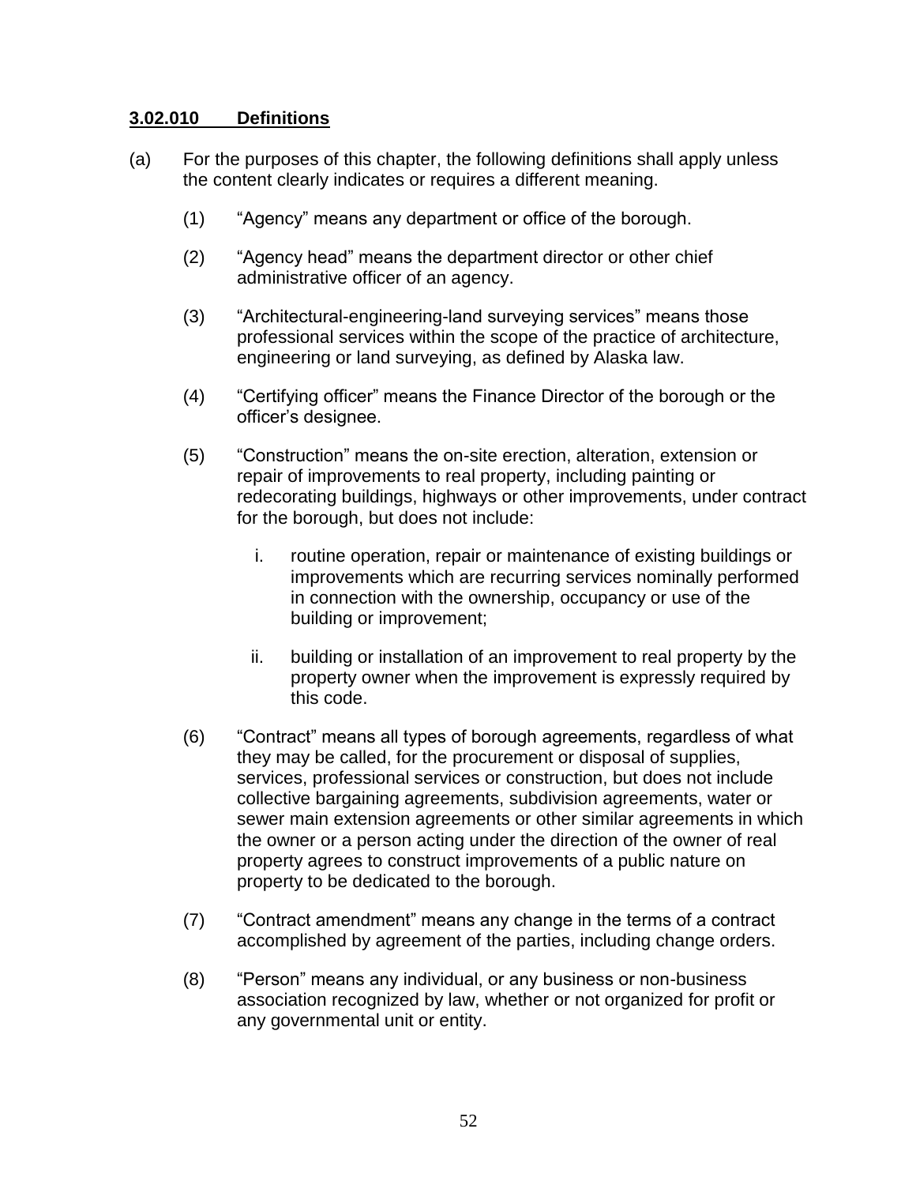### **3.02.010 Definitions**

(a) For the purposes of this chapter, the following definitions shall apply unless the content clearly indicates or requires a different meaning.

(1) "Agency" means any department or office of the borough.

(2) "Agency head" means the department director or other chief administrative officer of an agency.

(3) "Architectural-engineering-land surveying services" means those professional services within the scope of the practice of architecture, engineering or land surveying, as defined by Alaska law.

(4) "Certifying officer" means the Finance Director of the borough or the officer's designee.

(5) "Construction" means the on-site erection, alteration, extension or repair of improvements to real property, including painting or redecorating buildings, highways or other improvements, under contract for the borough, but does not include:

i. routine operation, repair or maintenance of existing buildings or improvements which are recurring services nominally performed in connection with the ownership, occupancy or use of the building or improvement;

ii. building or installation of an improvement to real property by the property owner when the improvement is expressly required by this code.

(6) "Contract" means all types of borough agreements, regardless of what they may be called, for the procurement or disposal of supplies, services, professional services or construction, but does not include collective bargaining agreements, subdivision agreements, water or sewer main extension agreements or other similar agreements in which the owner or a person acting under the direction of the owner of real property agrees to construct improvements of a public nature on property to be dedicated to the borough.

(7) "Contract amendment" means any change in the terms of a contract accomplished by agreement of the parties, including change orders.

(8) "Person" means any individual, or any business or non-business association recognized by law, whether or not organized for profit or any governmental unit or entity.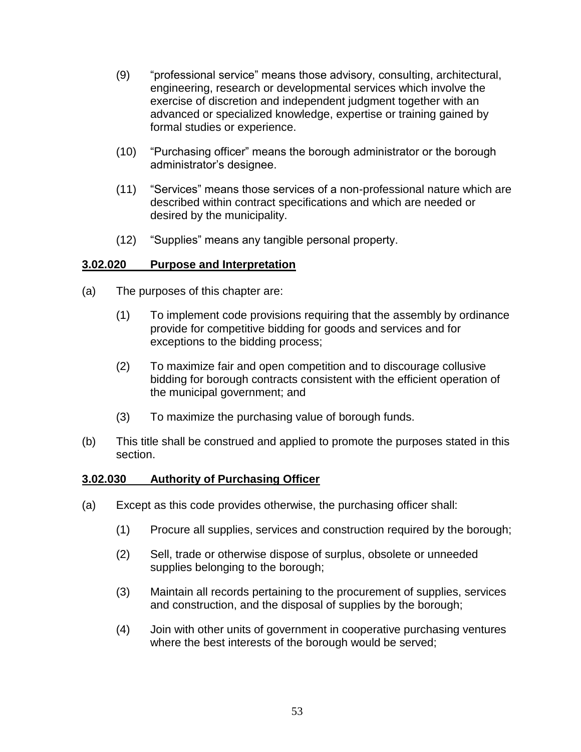(9) “professional service” means those advisory, consulting, architectural, engineering, research or developmental services which involve the exercise of discretion and independent judgment together with an advanced or specialized knowledge, expertise or training gained by formal studies or experience.

(10) “Purchasing officer” means the borough administrator or the borough administrator’s designee.

(11) “Services” means those services of a non-professional nature which are described within contract specifications and which are needed or desired by the municipality.

(12) “Supplies” means any tangible personal property.

### **3.02.020 Purpose and Interpretation**

(a) The purposes of this chapter are:

(1) To implement code provisions requiring that the assembly by ordinance provide for competitive bidding for goods and services and for exceptions to the bidding process;

(2) To maximize fair and open competition and to discourage collusive bidding for borough contracts consistent with the efficient operation of the municipal government; and

(3) To maximize the purchasing value of borough funds.

(b) This title shall be construed and applied to promote the purposes stated in this section.

### **3.02.030 Authority of Purchasing Officer**

(a) Except as this code provides otherwise, the purchasing officer shall:

(1) Procure all supplies, services and construction required by the borough;

(2) Sell, trade or otherwise dispose of surplus, obsolete or unneeded supplies belonging to the borough;

(3) Maintain all records pertaining to the procurement of supplies, services and construction, and the disposal of supplies by the borough;

(4) Join with other units of government in cooperative purchasing ventures where the best interests of the borough would be served;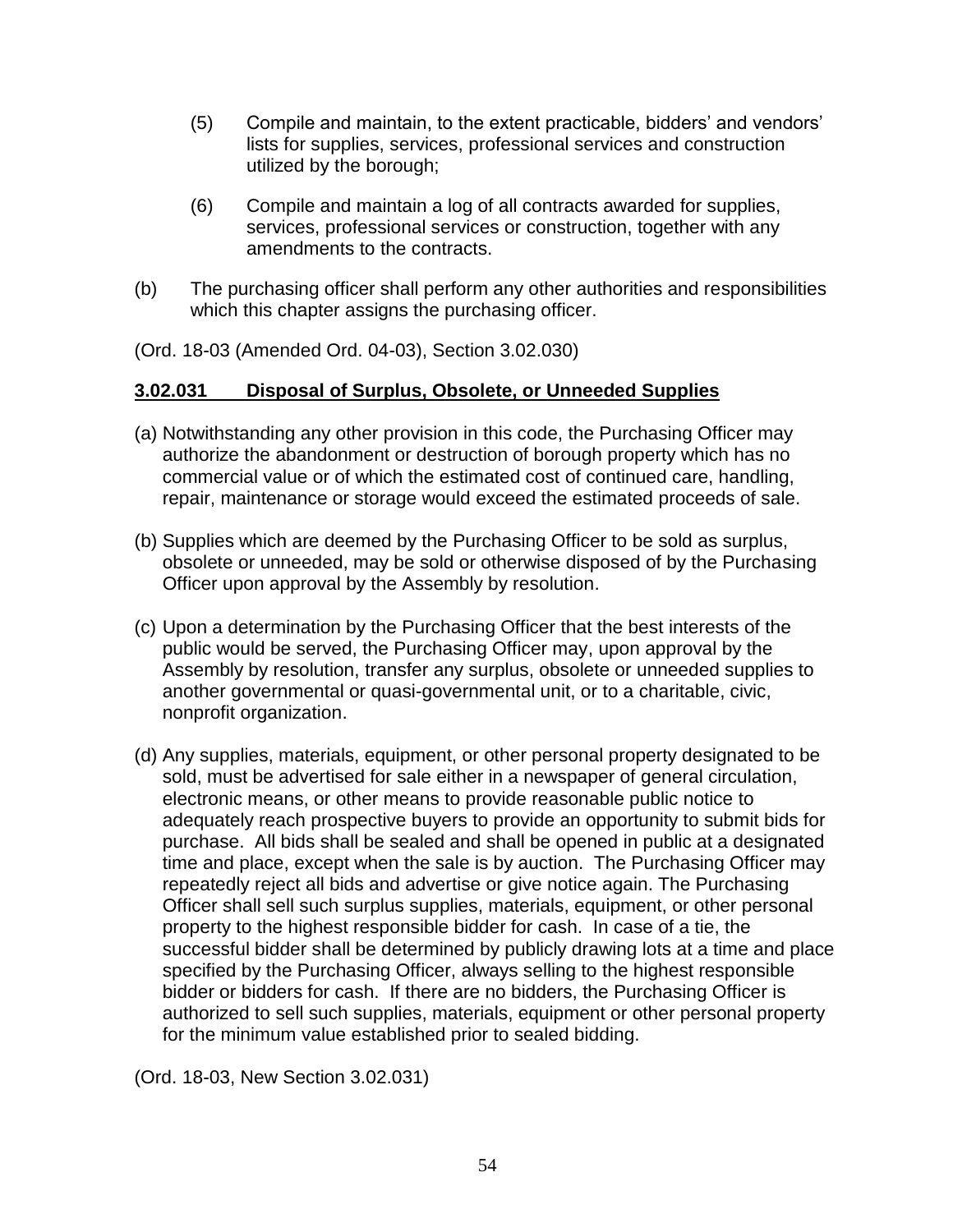(5) Compile and maintain, to the extent practicable, bidders' and vendors' lists for supplies, services, professional services and construction utilized by the borough;

(6) Compile and maintain a log of all contracts awarded for supplies, services, professional services or construction, together with any amendments to the contracts.

(b) The purchasing officer shall perform any other authorities and responsibilities which this chapter assigns the purchasing officer.

(Ord. 18-03 (Amended Ord. 04-03), Section 3.02.030)

**3.02.031 Disposal of Surplus, Obsolete, or Unneeded Supplies**

(a) Notwithstanding any other provision in this code, the Purchasing Officer may authorize the abandonment or destruction of borough property which has no commercial value or of which the estimated cost of continued care, handling, repair, maintenance or storage would exceed the estimated proceeds of sale.

(b) Supplies which are deemed by the Purchasing Officer to be sold as surplus, obsolete or unneeded, may be sold or otherwise disposed of by the Purchasing Officer upon approval by the Assembly by resolution.

(c) Upon a determination by the Purchasing Officer that the best interests of the public would be served, the Purchasing Officer may, upon approval by the Assembly by resolution, transfer any surplus, obsolete or unneeded supplies to another governmental or quasi-governmental unit, or to a charitable, civic, nonprofit organization.

(d) Any supplies, materials, equipment, or other personal property designated to be sold, must be advertised for sale either in a newspaper of general circulation, electronic means, or other means to provide reasonable public notice to adequately reach prospective buyers to provide an opportunity to submit bids for purchase. All bids shall be sealed and shall be opened in public at a designated time and place, except when the sale is by auction. The Purchasing Officer may repeatedly reject all bids and advertise or give notice again. The Purchasing Officer shall sell such surplus supplies, materials, equipment, or other personal property to the highest responsible bidder for cash. In case of a tie, the successful bidder shall be determined by publicly drawing lots at a time and place specified by the Purchasing Officer, always selling to the highest responsible bidder or bidders for cash. If there are no bidders, the Purchasing Officer is authorized to sell such supplies, materials, equipment or other personal property for the minimum value established prior to sealed bidding.

(Ord. 18-03, New Section 3.02.031)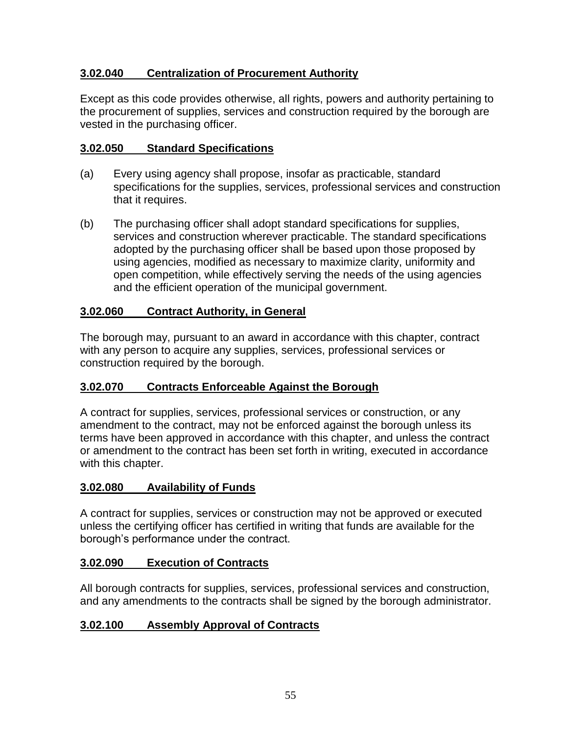### 3.02.040 Centralization of Procurement Authority

Except as this code provides otherwise, all rights, powers and authority pertaining to the procurement of supplies, services and construction required by the borough are vested in the purchasing officer.

### 3.02.050 Standard Specifications

(a) Every using agency shall propose, insofar as practicable, standard specifications for the supplies, services, professional services and construction that it requires.

(b) The purchasing officer shall adopt standard specifications for supplies, services and construction wherever practicable. The standard specifications adopted by the purchasing officer shall be based upon those proposed by using agencies, modified as necessary to maximize clarity, uniformity and open competition, while effectively serving the needs of the using agencies and the efficient operation of the municipal government.

### 3.02.060 Contract Authority, in General

The borough may, pursuant to an award in accordance with this chapter, contract with any person to acquire any supplies, services, professional services or construction required by the borough.

### 3.02.070 Contracts Enforceable Against the Borough

A contract for supplies, services, professional services or construction, or any amendment to the contract, may not be enforced against the borough unless its terms have been approved in accordance with this chapter, and unless the contract or amendment to the contract has been set forth in writing, executed in accordance with this chapter.

### 3.02.080 Availability of Funds

A contract for supplies, services or construction may not be approved or executed unless the certifying officer has certified in writing that funds are available for the borough's performance under the contract.

### 3.02.090 Execution of Contracts

All borough contracts for supplies, services, professional services and construction, and any amendments to the contracts shall be signed by the borough administrator.

### 3.02.100 Assembly Approval of Contracts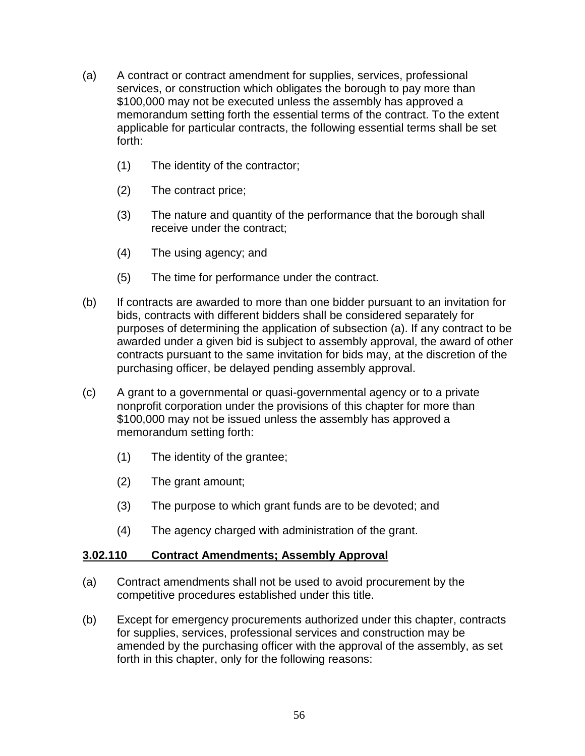(a) A contract or contract amendment for supplies, services, professional services, or construction which obligates the borough to pay more than $100,000 may not be executed unless the assembly has approved a memorandum setting forth the essential terms of the contract. To the extent applicable for particular contracts, the following essential terms shall be set forth:

   (1) The identity of the contractor;

   (2) The contract price;

   (3) The nature and quantity of the performance that the borough shall receive under the contract;

   (4) The using agency; and

   (5) The time for performance under the contract.

(b) If contracts are awarded to more than one bidder pursuant to an invitation for bids, contracts with different bidders shall be considered separately for purposes of determining the application of subsection (a). If any contract to be awarded under a given bid is subject to assembly approval, the award of other contracts pursuant to the same invitation for bids may, at the discretion of the purchasing officer, be delayed pending assembly approval.

(c) A grant to a governmental or quasi-governmental agency or to a private nonprofit corporation under the provisions of this chapter for more than $100,000 may not be issued unless the assembly has approved a memorandum setting forth:

   (1) The identity of the grantee;

   (2) The grant amount;

   (3) The purpose to which grant funds are to be devoted; and

   (4) The agency charged with administration of the grant.

**3.02.110 Contract Amendments; Assembly Approval**

(a) Contract amendments shall not be used to avoid procurement by the competitive procedures established under this title.

(b) Except for emergency procurements authorized under this chapter, contracts for supplies, services, professional services and construction may be amended by the purchasing officer with the approval of the assembly, as set forth in this chapter, only for the following reasons: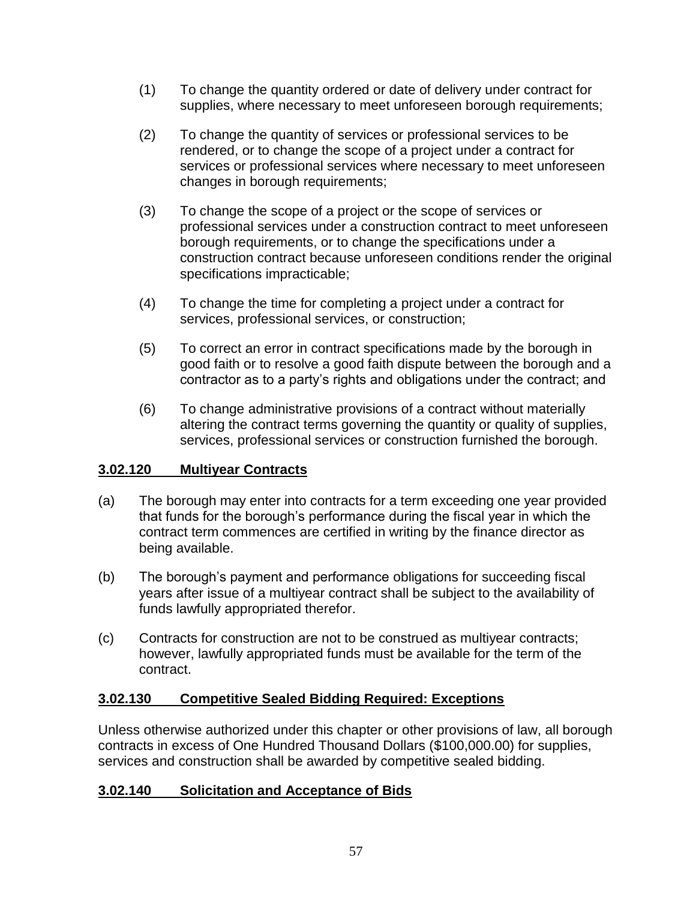(1) To change the quantity ordered or date of delivery under contract for supplies, where necessary to meet unforeseen borough requirements;

(2) To change the quantity of services or professional services to be rendered, or to change the scope of a project under a contract for services or professional services where necessary to meet unforeseen changes in borough requirements;

(3) To change the scope of a project or the scope of services or professional services under a construction contract to meet unforeseen borough requirements, or to change the specifications under a construction contract because unforeseen conditions render the original specifications impracticable;

(4) To change the time for completing a project under a contract for services, professional services, or construction;

(5) To correct an error in contract specifications made by the borough in good faith or to resolve a good faith dispute between the borough and a contractor as to a party's rights and obligations under the contract; and

(6) To change administrative provisions of a contract without materially altering the contract terms governing the quantity or quality of supplies, services, professional services or construction furnished the borough.

## 3.02.120 Multiyear Contracts

(a) The borough may enter into contracts for a term exceeding one year provided that funds for the borough's performance during the fiscal year in which the contract term commences are certified in writing by the finance director as being available.

(b) The borough's payment and performance obligations for succeeding fiscal years after issue of a multiyear contract shall be subject to the availability of funds lawfully appropriated therefor.

(c) Contracts for construction are not to be construed as multiyear contracts; however, lawfully appropriated funds must be available for the term of the contract.

## 3.02.130 Competitive Sealed Bidding Required: Exceptions

Unless otherwise authorized under this chapter or other provisions of law, all borough contracts in excess of One Hundred Thousand Dollars ($100,000.00) for supplies, services and construction shall be awarded by competitive sealed bidding.

## 3.02.140 Solicitation and Acceptance of Bids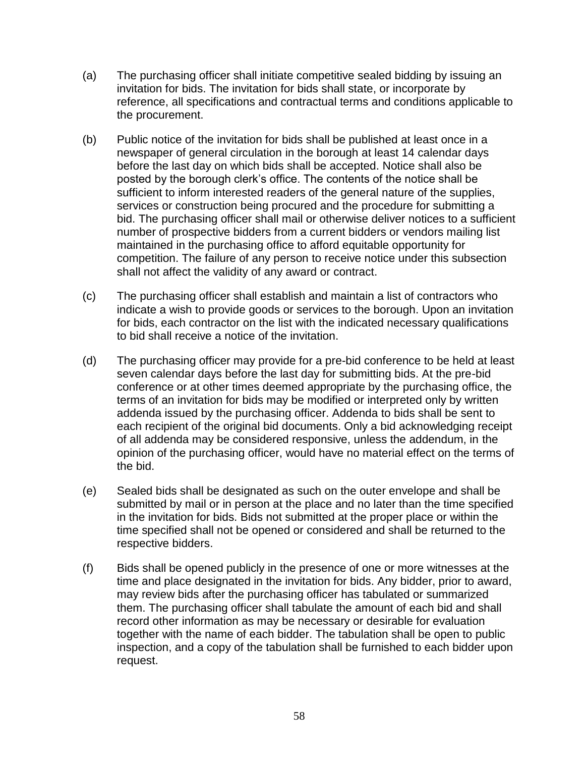(a) The purchasing officer shall initiate competitive sealed bidding by issuing an invitation for bids. The invitation for bids shall state, or incorporate by reference, all specifications and contractual terms and conditions applicable to the procurement.

(b) Public notice of the invitation for bids shall be published at least once in a newspaper of general circulation in the borough at least 14 calendar days before the last day on which bids shall be accepted. Notice shall also be posted by the borough clerk's office. The contents of the notice shall be sufficient to inform interested readers of the general nature of the supplies, services or construction being procured and the procedure for submitting a bid. The purchasing officer shall mail or otherwise deliver notices to a sufficient number of prospective bidders from a current bidders or vendors mailing list maintained in the purchasing office to afford equitable opportunity for competition. The failure of any person to receive notice under this subsection shall not affect the validity of any award or contract.

(c) The purchasing officer shall establish and maintain a list of contractors who indicate a wish to provide goods or services to the borough. Upon an invitation for bids, each contractor on the list with the indicated necessary qualifications to bid shall receive a notice of the invitation.

(d) The purchasing officer may provide for a pre-bid conference to be held at least seven calendar days before the last day for submitting bids. At the pre-bid conference or at other times deemed appropriate by the purchasing office, the terms of an invitation for bids may be modified or interpreted only by written addenda issued by the purchasing officer. Addenda to bids shall be sent to each recipient of the original bid documents. Only a bid acknowledging receipt of all addenda may be considered responsive, unless the addendum, in the opinion of the purchasing officer, would have no material effect on the terms of the bid.

(e) Sealed bids shall be designated as such on the outer envelope and shall be submitted by mail or in person at the place and no later than the time specified in the invitation for bids. Bids not submitted at the proper place or within the time specified shall not be opened or considered and shall be returned to the respective bidders.

(f) Bids shall be opened publicly in the presence of one or more witnesses at the time and place designated in the invitation for bids. Any bidder, prior to award, may review bids after the purchasing officer has tabulated or summarized them. The purchasing officer shall tabulate the amount of each bid and shall record other information as may be necessary or desirable for evaluation together with the name of each bidder. The tabulation shall be open to public inspection, and a copy of the tabulation shall be furnished to each bidder upon request.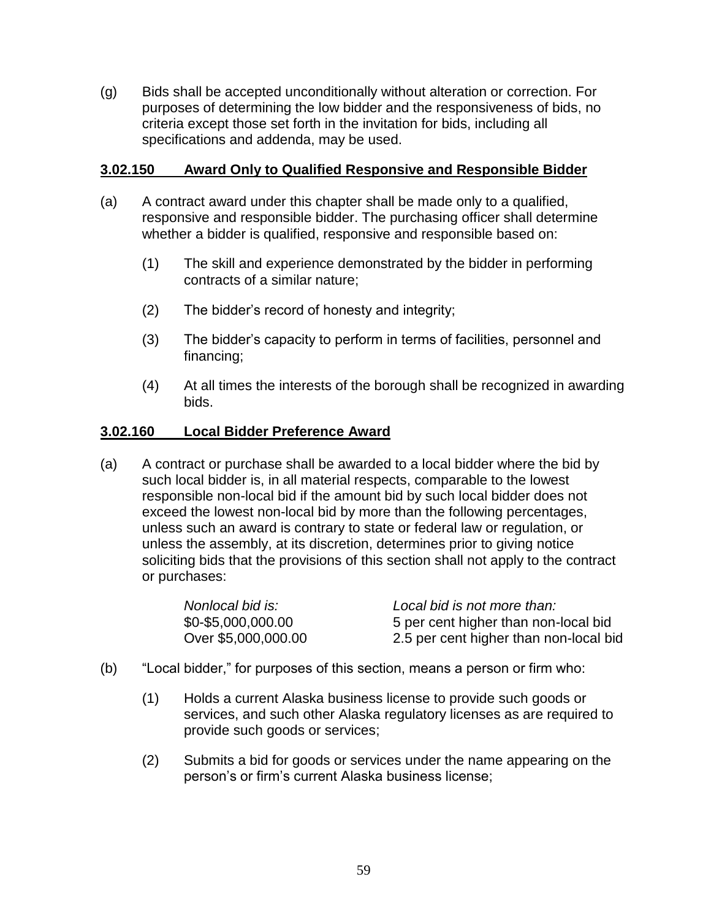(g) Bids shall be accepted unconditionally without alteration or correction. For purposes of determining the low bidder and the responsiveness of bids, no criteria except those set forth in the invitation for bids, including all specifications and addenda, may be used.

**3.02.150 Award Only to Qualified Responsive and Responsible Bidder**

(a) A contract award under this chapter shall be made only to a qualified, responsive and responsible bidder. The purchasing officer shall determine whether a bidder is qualified, responsive and responsible based on:

(1) The skill and experience demonstrated by the bidder in performing contracts of a similar nature;

(2) The bidder's record of honesty and integrity;

(3) The bidder's capacity to perform in terms of facilities, personnel and financing;

(4) At all times the interests of the borough shall be recognized in awarding bids.

**3.02.160 Local Bidder Preference Award**

(a) A contract or purchase shall be awarded to a local bidder where the bid by such local bidder is, in all material respects, comparable to the lowest responsible non-local bid if the amount bid by such local bidder does not exceed the lowest non-local bid by more than the following percentages, unless such an award is contrary to state or federal law or regulation, or unless the assembly, at its discretion, determines prior to giving notice soliciting bids that the provisions of this section shall not apply to the contract or purchases:

| *Nonlocal bid is:* | *Local bid is not more than:* |
|---|---|
| $0-$5,000,000.00 | 5 per cent higher than non-local bid |
| Over $5,000,000.00 | 2.5 per cent higher than non-local bid |

(b) "Local bidder," for purposes of this section, means a person or firm who:

(1) Holds a current Alaska business license to provide such goods or services, and such other Alaska regulatory licenses as are required to provide such goods or services;

(2) Submits a bid for goods or services under the name appearing on the person's or firm's current Alaska business license;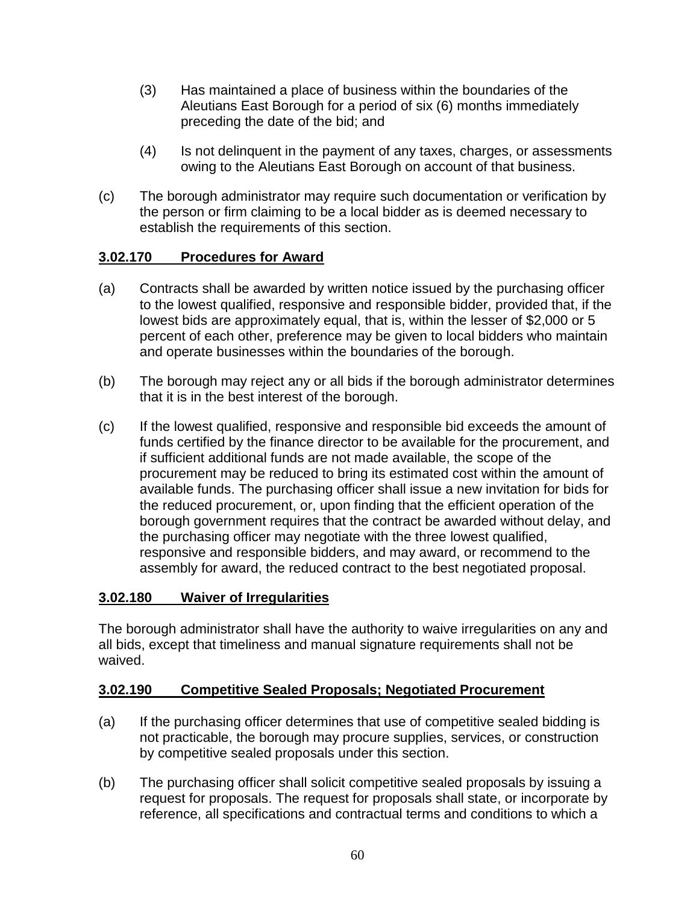(3) Has maintained a place of business within the boundaries of the Aleutians East Borough for a period of six (6) months immediately preceding the date of the bid; and

(4) Is not delinquent in the payment of any taxes, charges, or assessments owing to the Aleutians East Borough on account of that business.

(c) The borough administrator may require such documentation or verification by the person or firm claiming to be a local bidder as is deemed necessary to establish the requirements of this section.

## 3.02.170 Procedures for Award

(a) Contracts shall be awarded by written notice issued by the purchasing officer to the lowest qualified, responsive and responsible bidder, provided that, if the lowest bids are approximately equal, that is, within the lesser of $2,000 or 5 percent of each other, preference may be given to local bidders who maintain and operate businesses within the boundaries of the borough.

(b) The borough may reject any or all bids if the borough administrator determines that it is in the best interest of the borough.

(c) If the lowest qualified, responsive and responsible bid exceeds the amount of funds certified by the finance director to be available for the procurement, and if sufficient additional funds are not made available, the scope of the procurement may be reduced to bring its estimated cost within the amount of available funds. The purchasing officer shall issue a new invitation for bids for the reduced procurement, or, upon finding that the efficient operation of the borough government requires that the contract be awarded without delay, and the purchasing officer may negotiate with the three lowest qualified, responsive and responsible bidders, and may award, or recommend to the assembly for award, the reduced contract to the best negotiated proposal.

## 3.02.180 Waiver of Irregularities

The borough administrator shall have the authority to waive irregularities on any and all bids, except that timeliness and manual signature requirements shall not be waived.

## 3.02.190 Competitive Sealed Proposals; Negotiated Procurement

(a) If the purchasing officer determines that use of competitive sealed bidding is not practicable, the borough may procure supplies, services, or construction by competitive sealed proposals under this section.

(b) The purchasing officer shall solicit competitive sealed proposals by issuing a request for proposals. The request for proposals shall state, or incorporate by reference, all specifications and contractual terms and conditions to which a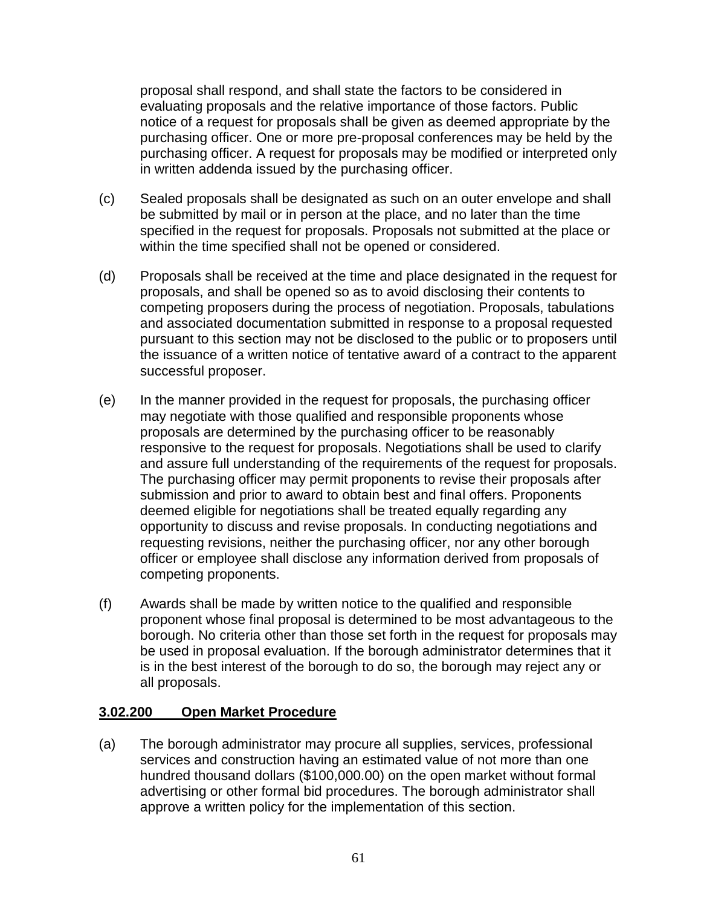proposal shall respond, and shall state the factors to be considered in evaluating proposals and the relative importance of those factors. Public notice of a request for proposals shall be given as deemed appropriate by the purchasing officer. One or more pre-proposal conferences may be held by the purchasing officer. A request for proposals may be modified or interpreted only in written addenda issued by the purchasing officer.

(c) Sealed proposals shall be designated as such on an outer envelope and shall be submitted by mail or in person at the place, and no later than the time specified in the request for proposals. Proposals not submitted at the place or within the time specified shall not be opened or considered.

(d) Proposals shall be received at the time and place designated in the request for proposals, and shall be opened so as to avoid disclosing their contents to competing proposers during the process of negotiation. Proposals, tabulations and associated documentation submitted in response to a proposal requested pursuant to this section may not be disclosed to the public or to proposers until the issuance of a written notice of tentative award of a contract to the apparent successful proposer.

(e) In the manner provided in the request for proposals, the purchasing officer may negotiate with those qualified and responsible proponents whose proposals are determined by the purchasing officer to be reasonably responsive to the request for proposals. Negotiations shall be used to clarify and assure full understanding of the requirements of the request for proposals. The purchasing officer may permit proponents to revise their proposals after submission and prior to award to obtain best and final offers. Proponents deemed eligible for negotiations shall be treated equally regarding any opportunity to discuss and revise proposals. In conducting negotiations and requesting revisions, neither the purchasing officer, nor any other borough officer or employee shall disclose any information derived from proposals of competing proponents.

(f) Awards shall be made by written notice to the qualified and responsible proponent whose final proposal is determined to be most advantageous to the borough. No criteria other than those set forth in the request for proposals may be used in proposal evaluation. If the borough administrator determines that it is in the best interest of the borough to do so, the borough may reject any or all proposals.

**3.02.200 Open Market Procedure**

(a) The borough administrator may procure all supplies, services, professional services and construction having an estimated value of not more than one hundred thousand dollars ($100,000.00) on the open market without formal advertising or other formal bid procedures. The borough administrator shall approve a written policy for the implementation of this section.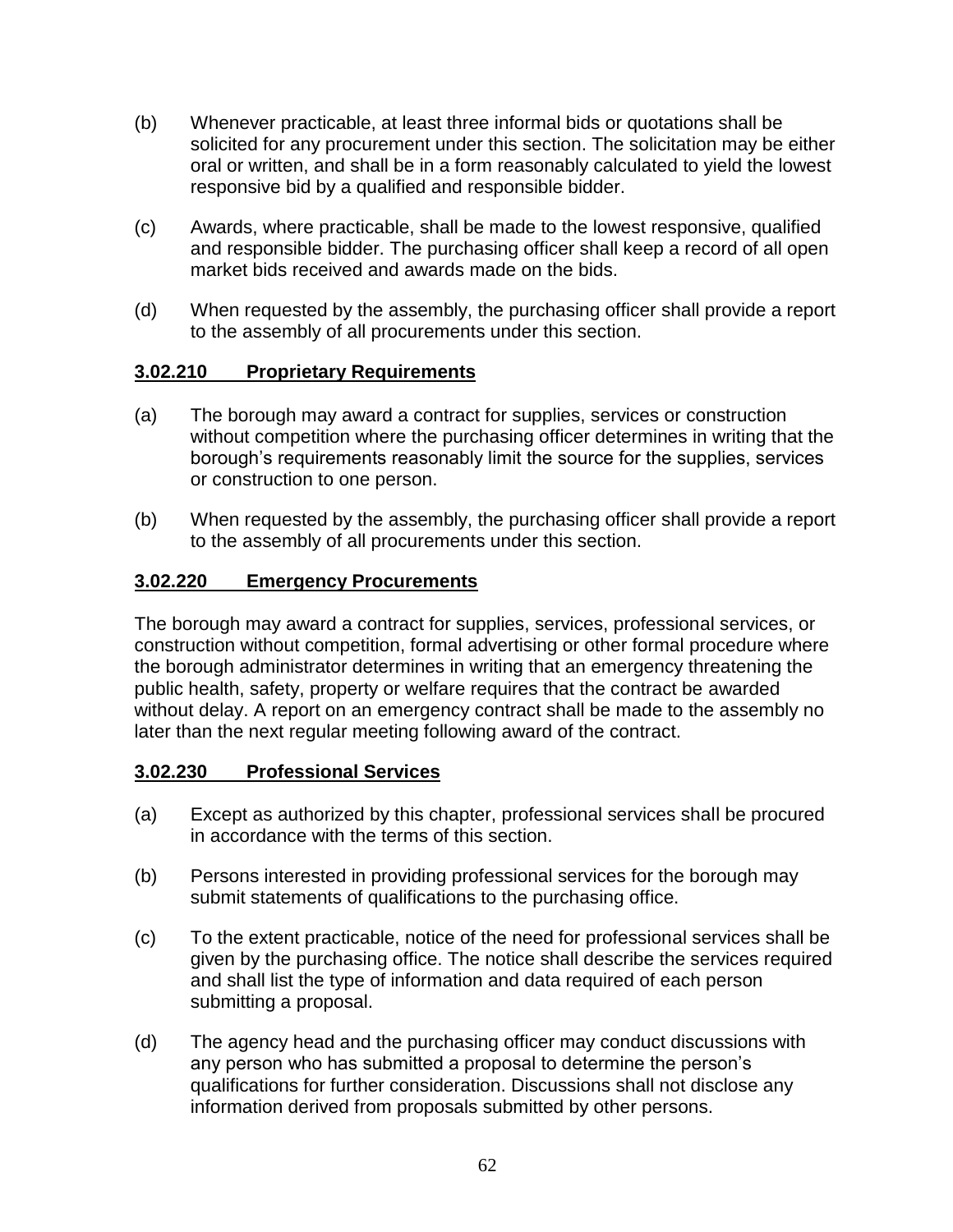(b) Whenever practicable, at least three informal bids or quotations shall be solicited for any procurement under this section. The solicitation may be either oral or written, and shall be in a form reasonably calculated to yield the lowest responsive bid by a qualified and responsible bidder.

(c) Awards, where practicable, shall be made to the lowest responsive, qualified and responsible bidder. The purchasing officer shall keep a record of all open market bids received and awards made on the bids.

(d) When requested by the assembly, the purchasing officer shall provide a report to the assembly of all procurements under this section.

### 3.02.210 Proprietary Requirements

(a) The borough may award a contract for supplies, services or construction without competition where the purchasing officer determines in writing that the borough's requirements reasonably limit the source for the supplies, services or construction to one person.

(b) When requested by the assembly, the purchasing officer shall provide a report to the assembly of all procurements under this section.

### 3.02.220 Emergency Procurements

The borough may award a contract for supplies, services, professional services, or construction without competition, formal advertising or other formal procedure where the borough administrator determines in writing that an emergency threatening the public health, safety, property or welfare requires that the contract be awarded without delay. A report on an emergency contract shall be made to the assembly no later than the next regular meeting following award of the contract.

### 3.02.230 Professional Services

(a) Except as authorized by this chapter, professional services shall be procured in accordance with the terms of this section.

(b) Persons interested in providing professional services for the borough may submit statements of qualifications to the purchasing office.

(c) To the extent practicable, notice of the need for professional services shall be given by the purchasing office. The notice shall describe the services required and shall list the type of information and data required of each person submitting a proposal.

(d) The agency head and the purchasing officer may conduct discussions with any person who has submitted a proposal to determine the person's qualifications for further consideration. Discussions shall not disclose any information derived from proposals submitted by other persons.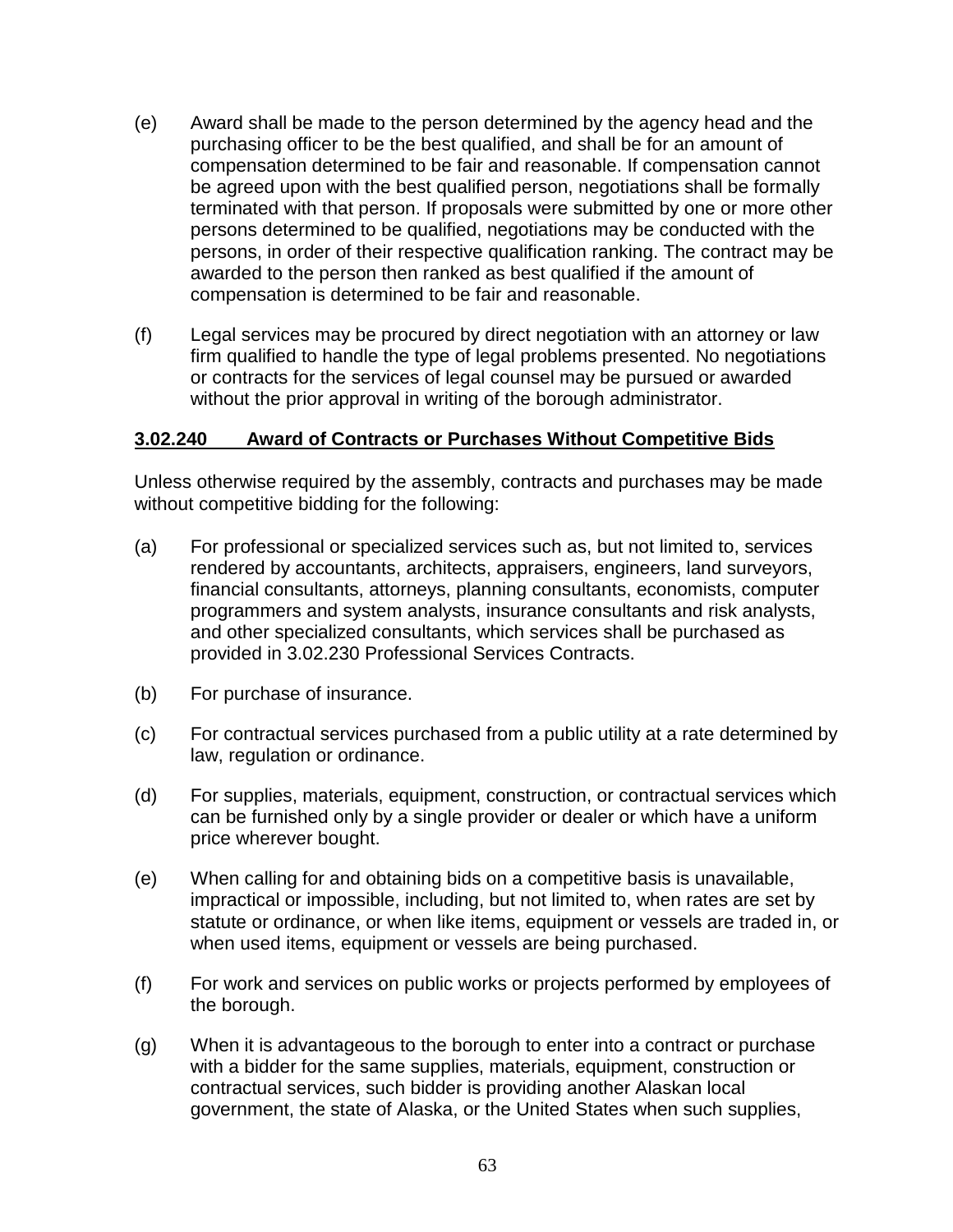(e) Award shall be made to the person determined by the agency head and the purchasing officer to be the best qualified, and shall be for an amount of compensation determined to be fair and reasonable. If compensation cannot be agreed upon with the best qualified person, negotiations shall be formally terminated with that person. If proposals were submitted by one or more other persons determined to be qualified, negotiations may be conducted with the persons, in order of their respective qualification ranking. The contract may be awarded to the person then ranked as best qualified if the amount of compensation is determined to be fair and reasonable.

(f) Legal services may be procured by direct negotiation with an attorney or law firm qualified to handle the type of legal problems presented. No negotiations or contracts for the services of legal counsel may be pursued or awarded without the prior approval in writing of the borough administrator.

## 3.02.240 Award of Contracts or Purchases Without Competitive Bids

Unless otherwise required by the assembly, contracts and purchases may be made without competitive bidding for the following:

(a) For professional or specialized services such as, but not limited to, services rendered by accountants, architects, appraisers, engineers, land surveyors, financial consultants, attorneys, planning consultants, economists, computer programmers and system analysts, insurance consultants and risk analysts, and other specialized consultants, which services shall be purchased as provided in 3.02.230 Professional Services Contracts.

(b) For purchase of insurance.

(c) For contractual services purchased from a public utility at a rate determined by law, regulation or ordinance.

(d) For supplies, materials, equipment, construction, or contractual services which can be furnished only by a single provider or dealer or which have a uniform price wherever bought.

(e) When calling for and obtaining bids on a competitive basis is unavailable, impractical or impossible, including, but not limited to, when rates are set by statute or ordinance, or when like items, equipment or vessels are traded in, or when used items, equipment or vessels are being purchased.

(f) For work and services on public works or projects performed by employees of the borough.

(g) When it is advantageous to the borough to enter into a contract or purchase with a bidder for the same supplies, materials, equipment, construction or contractual services, such bidder is providing another Alaskan local government, the state of Alaska, or the United States when such supplies,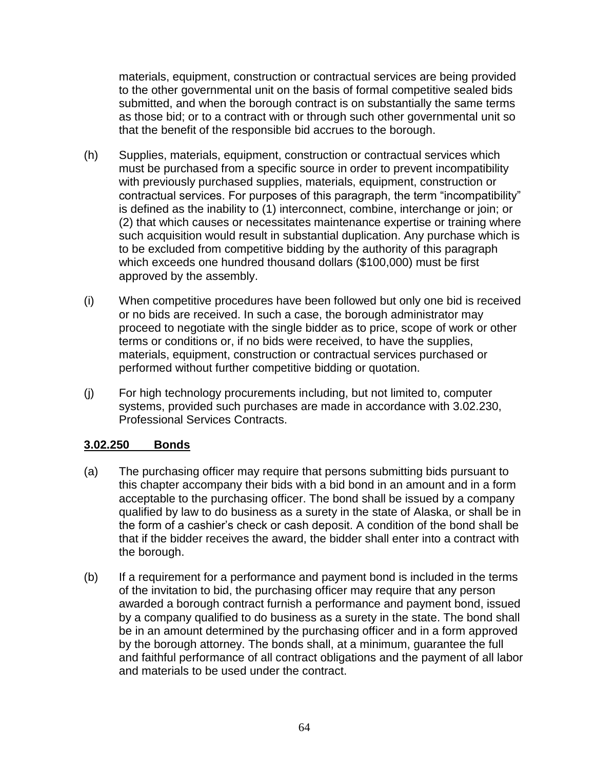materials, equipment, construction or contractual services are being provided to the other governmental unit on the basis of formal competitive sealed bids submitted, and when the borough contract is on substantially the same terms as those bid; or to a contract with or through such other governmental unit so that the benefit of the responsible bid accrues to the borough.

(h) Supplies, materials, equipment, construction or contractual services which must be purchased from a specific source in order to prevent incompatibility with previously purchased supplies, materials, equipment, construction or contractual services. For purposes of this paragraph, the term "incompatibility" is defined as the inability to (1) interconnect, combine, interchange or join; or (2) that which causes or necessitates maintenance expertise or training where such acquisition would result in substantial duplication. Any purchase which is to be excluded from competitive bidding by the authority of this paragraph which exceeds one hundred thousand dollars ($100,000) must be first approved by the assembly.

(i) When competitive procedures have been followed but only one bid is received or no bids are received. In such a case, the borough administrator may proceed to negotiate with the single bidder as to price, scope of work or other terms or conditions or, if no bids were received, to have the supplies, materials, equipment, construction or contractual services purchased or performed without further competitive bidding or quotation.

(j) For high technology procurements including, but not limited to, computer systems, provided such purchases are made in accordance with 3.02.230, Professional Services Contracts.

**3.02.250 Bonds**

(a) The purchasing officer may require that persons submitting bids pursuant to this chapter accompany their bids with a bid bond in an amount and in a form acceptable to the purchasing officer. The bond shall be issued by a company qualified by law to do business as a surety in the state of Alaska, or shall be in the form of a cashier's check or cash deposit. A condition of the bond shall be that if the bidder receives the award, the bidder shall enter into a contract with the borough.

(b) If a requirement for a performance and payment bond is included in the terms of the invitation to bid, the purchasing officer may require that any person awarded a borough contract furnish a performance and payment bond, issued by a company qualified to do business as a surety in the state. The bond shall be in an amount determined by the purchasing officer and in a form approved by the borough attorney. The bonds shall, at a minimum, guarantee the full and faithful performance of all contract obligations and the payment of all labor and materials to be used under the contract.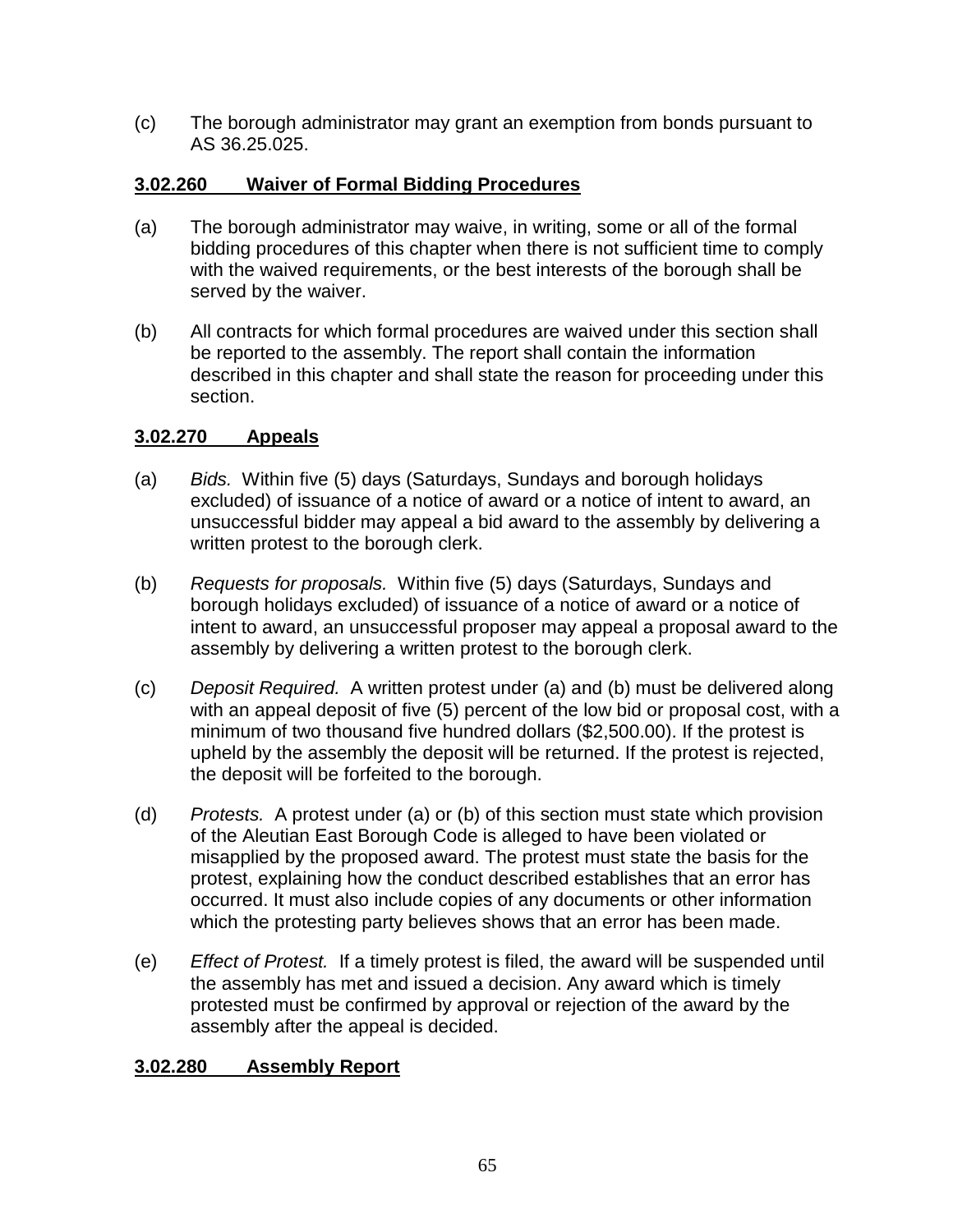(c) The borough administrator may grant an exemption from bonds pursuant to AS 36.25.025.

### **3.02.260 Waiver of Formal Bidding Procedures**

(a) The borough administrator may waive, in writing, some or all of the formal bidding procedures of this chapter when there is not sufficient time to comply with the waived requirements, or the best interests of the borough shall be served by the waiver.

(b) All contracts for which formal procedures are waived under this section shall be reported to the assembly. The report shall contain the information described in this chapter and shall state the reason for proceeding under this section.

### **3.02.270 Appeals**

(a) *Bids.* Within five (5) days (Saturdays, Sundays and borough holidays excluded) of issuance of a notice of award or a notice of intent to award, an unsuccessful bidder may appeal a bid award to the assembly by delivering a written protest to the borough clerk.

(b) *Requests for proposals.* Within five (5) days (Saturdays, Sundays and borough holidays excluded) of issuance of a notice of award or a notice of intent to award, an unsuccessful proposer may appeal a proposal award to the assembly by delivering a written protest to the borough clerk.

(c) *Deposit Required.* A written protest under (a) and (b) must be delivered along with an appeal deposit of five (5) percent of the low bid or proposal cost, with a minimum of two thousand five hundred dollars ($2,500.00). If the protest is upheld by the assembly the deposit will be returned. If the protest is rejected, the deposit will be forfeited to the borough.

(d) *Protests.* A protest under (a) or (b) of this section must state which provision of the Aleutian East Borough Code is alleged to have been violated or misapplied by the proposed award. The protest must state the basis for the protest, explaining how the conduct described establishes that an error has occurred. It must also include copies of any documents or other information which the protesting party believes shows that an error has been made.

(e) *Effect of Protest.* If a timely protest is filed, the award will be suspended until the assembly has met and issued a decision. Any award which is timely protested must be confirmed by approval or rejection of the award by the assembly after the appeal is decided.

### **3.02.280 Assembly Report**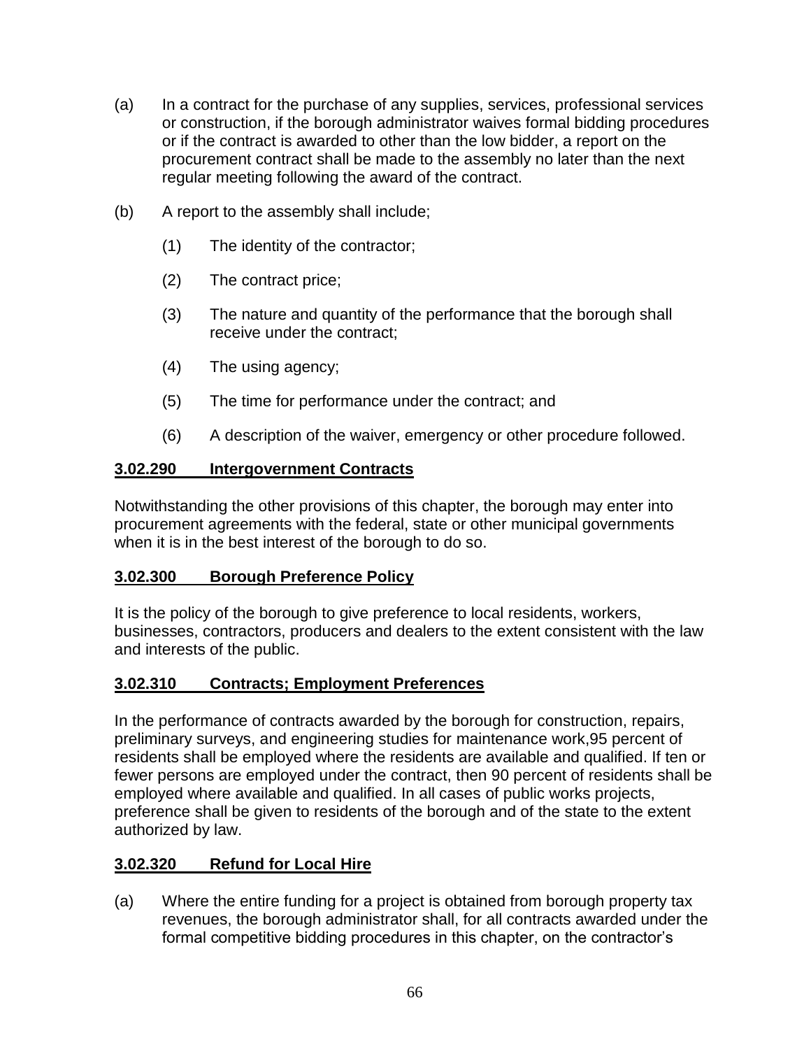(a) In a contract for the purchase of any supplies, services, professional services or construction, if the borough administrator waives formal bidding procedures or if the contract is awarded to other than the low bidder, a report on the procurement contract shall be made to the assembly no later than the next regular meeting following the award of the contract.

(b) A report to the assembly shall include;

(1) The identity of the contractor;

(2) The contract price;

(3) The nature and quantity of the performance that the borough shall receive under the contract;

(4) The using agency;

(5) The time for performance under the contract; and

(6) A description of the waiver, emergency or other procedure followed.

**3.02.290 Intergovernment Contracts**

Notwithstanding the other provisions of this chapter, the borough may enter into procurement agreements with the federal, state or other municipal governments when it is in the best interest of the borough to do so.

**3.02.300 Borough Preference Policy**

It is the policy of the borough to give preference to local residents, workers, businesses, contractors, producers and dealers to the extent consistent with the law and interests of the public.

**3.02.310 Contracts; Employment Preferences**

In the performance of contracts awarded by the borough for construction, repairs, preliminary surveys, and engineering studies for maintenance work,95 percent of residents shall be employed where the residents are available and qualified. If ten or fewer persons are employed under the contract, then 90 percent of residents shall be employed where available and qualified. In all cases of public works projects, preference shall be given to residents of the borough and of the state to the extent authorized by law.

**3.02.320 Refund for Local Hire**

(a) Where the entire funding for a project is obtained from borough property tax revenues, the borough administrator shall, for all contracts awarded under the formal competitive bidding procedures in this chapter, on the contractor's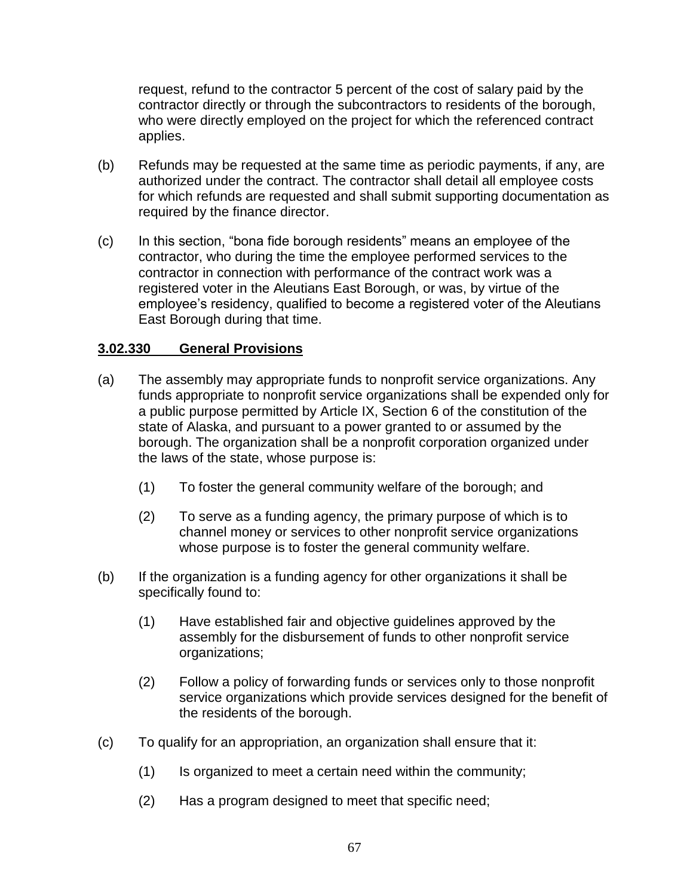request, refund to the contractor 5 percent of the cost of salary paid by the contractor directly or through the subcontractors to residents of the borough, who were directly employed on the project for which the referenced contract applies.

(b) Refunds may be requested at the same time as periodic payments, if any, are authorized under the contract. The contractor shall detail all employee costs for which refunds are requested and shall submit supporting documentation as required by the finance director.

(c) In this section, "bona fide borough residents" means an employee of the contractor, who during the time the employee performed services to the contractor in connection with performance of the contract work was a registered voter in the Aleutians East Borough, or was, by virtue of the employee's residency, qualified to become a registered voter of the Aleutians East Borough during that time.

**3.02.330 General Provisions**

(a) The assembly may appropriate funds to nonprofit service organizations. Any funds appropriate to nonprofit service organizations shall be expended only for a public purpose permitted by Article IX, Section 6 of the constitution of the state of Alaska, and pursuant to a power granted to or assumed by the borough. The organization shall be a nonprofit corporation organized under the laws of the state, whose purpose is:

   (1) To foster the general community welfare of the borough; and

   (2) To serve as a funding agency, the primary purpose of which is to channel money or services to other nonprofit service organizations whose purpose is to foster the general community welfare.

(b) If the organization is a funding agency for other organizations it shall be specifically found to:

   (1) Have established fair and objective guidelines approved by the assembly for the disbursement of funds to other nonprofit service organizations;

   (2) Follow a policy of forwarding funds or services only to those nonprofit service organizations which provide services designed for the benefit of the residents of the borough.

(c) To qualify for an appropriation, an organization shall ensure that it:

   (1) Is organized to meet a certain need within the community;

   (2) Has a program designed to meet that specific need;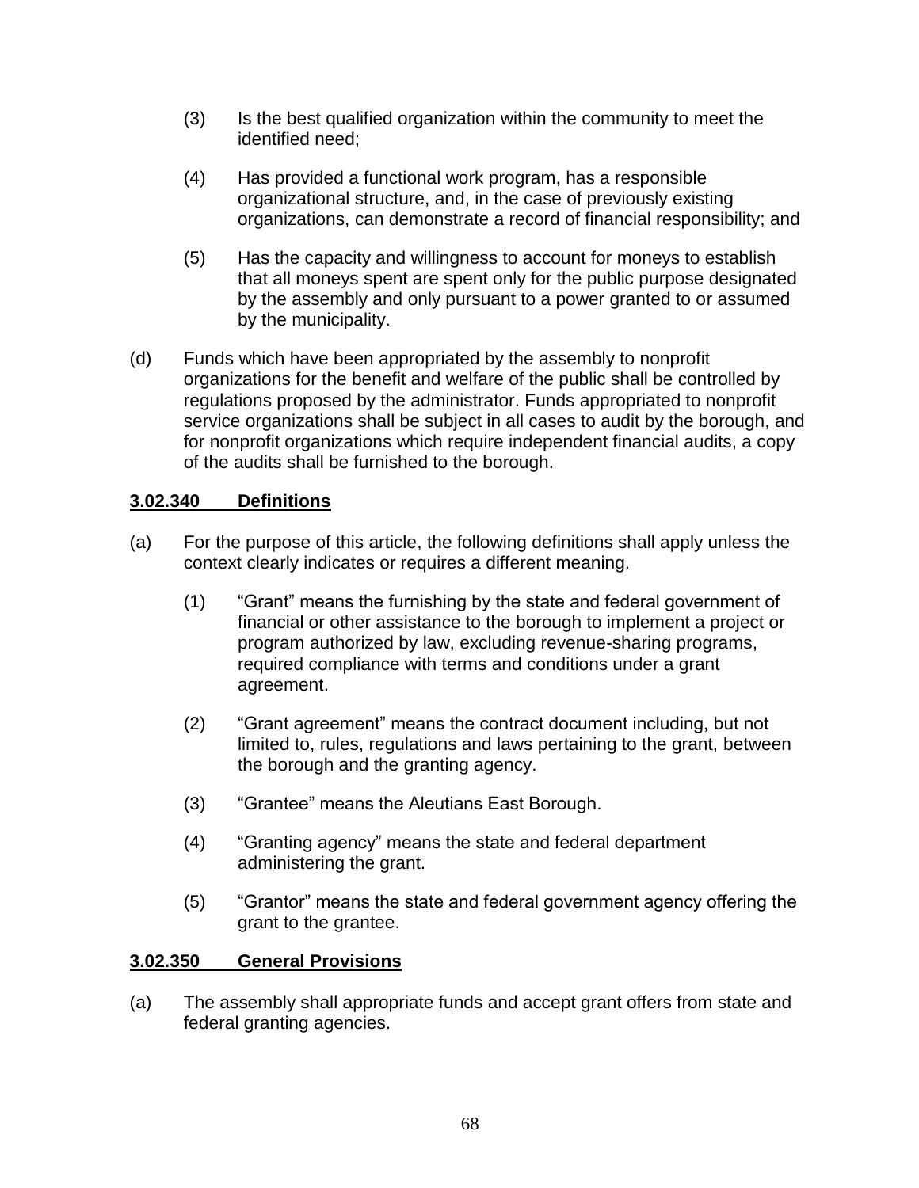(3) Is the best qualified organization within the community to meet the identified need;

(4) Has provided a functional work program, has a responsible organizational structure, and, in the case of previously existing organizations, can demonstrate a record of financial responsibility; and

(5) Has the capacity and willingness to account for moneys to establish that all moneys spent are spent only for the public purpose designated by the assembly and only pursuant to a power granted to or assumed by the municipality.

(d) Funds which have been appropriated by the assembly to nonprofit organizations for the benefit and welfare of the public shall be controlled by regulations proposed by the administrator. Funds appropriated to nonprofit service organizations shall be subject in all cases to audit by the borough, and for nonprofit organizations which require independent financial audits, a copy of the audits shall be furnished to the borough.

## 3.02.340 Definitions

(a) For the purpose of this article, the following definitions shall apply unless the context clearly indicates or requires a different meaning.

(1) “Grant” means the furnishing by the state and federal government of financial or other assistance to the borough to implement a project or program authorized by law, excluding revenue-sharing programs, required compliance with terms and conditions under a grant agreement.

(2) “Grant agreement” means the contract document including, but not limited to, rules, regulations and laws pertaining to the grant, between the borough and the granting agency.

(3) “Grantee” means the Aleutians East Borough.

(4) “Granting agency” means the state and federal department administering the grant.

(5) “Grantor” means the state and federal government agency offering the grant to the grantee.

## 3.02.350 General Provisions

(a) The assembly shall appropriate funds and accept grant offers from state and federal granting agencies.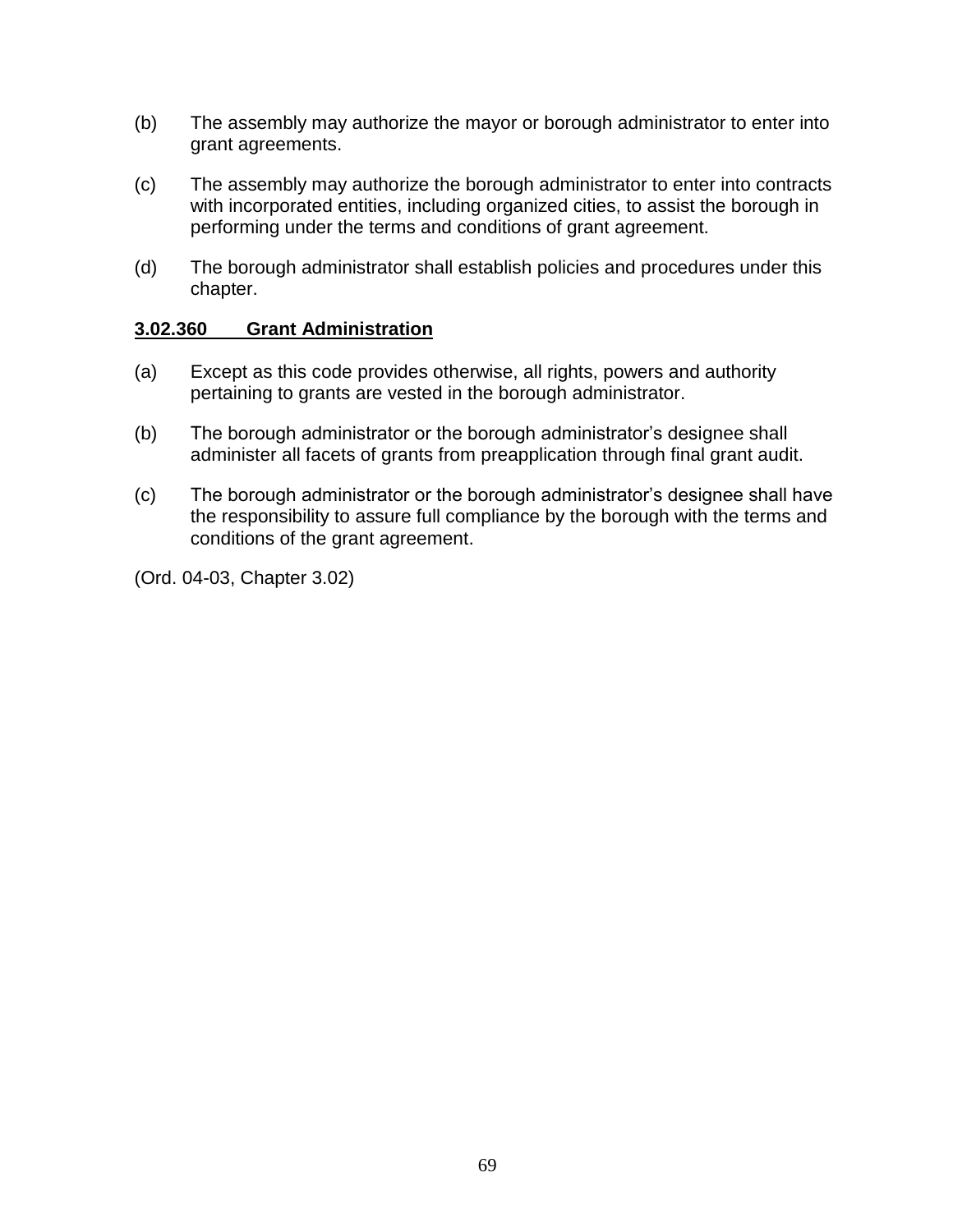(b) The assembly may authorize the mayor or borough administrator to enter into grant agreements.

(c) The assembly may authorize the borough administrator to enter into contracts with incorporated entities, including organized cities, to assist the borough in performing under the terms and conditions of grant agreement.

(d) The borough administrator shall establish policies and procedures under this chapter.

**3.02.360 Grant Administration**

(a) Except as this code provides otherwise, all rights, powers and authority pertaining to grants are vested in the borough administrator.

(b) The borough administrator or the borough administrator's designee shall administer all facets of grants from preapplication through final grant audit.

(c) The borough administrator or the borough administrator's designee shall have the responsibility to assure full compliance by the borough with the terms and conditions of the grant agreement.

(Ord. 04-03, Chapter 3.02)